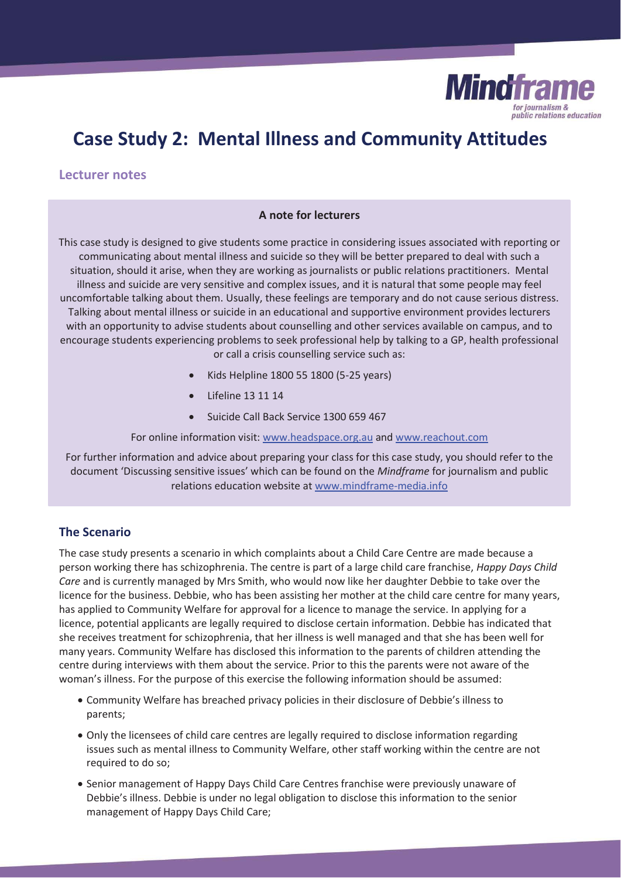# Case Study 2: Mental Illness and Community Attitudes

## Lecturer notes

### A note for lecturers

This case study is designed to give students some practice in considering issues associated with reporting or communicating about mental illness and suicide so they will be better prepared to deal with such a situation, should it arise, when they are working as journalists or public relations practitioners. Mental illness and suicide are very sensitive and complex issues, and it is natural that some people may feel uncomfortable talking about them. Usually, these feelings are temporary and do not cause serious distress. Talking about mental illness or suicide in an educational and supportive environment provides lecturers with an opportunity to advise students about counselling and other services available on campus, and to encourage students experiencing problems to seek professional help by talking to a GP, health professional or call a crisis counselling service such as:

- Kids Helpline 1800 55 1800 (5-25 years)
- Lifeline 13 11 14
- Suicide Call Back Service 1300 659 467

For online information visit: www.headspace.org.au and www.reachout.com

For further information and advice about preparing your class for this case study, you should refer to the document 'Discussing sensitive issues' which can be found on the *Mindframe* for journalism and public relations education website at www.mindframe-media.info

## The Scenario

The case study presents a scenario in which complaints about a Child Care Centre are made because a person working there has schizophrenia. The centre is part of a large child care franchise, *Happy Days Child Care* and is currently managed by Mrs Smith, who would now like her daughter Debbie to take over the licence for the business. Debbie, who has been assisting her mother at the child care centre for many years, has applied to Community Welfare for approval for a licence to manage the service. In applying for a licence, potential applicants are legally required to disclose certain information. Debbie has indicated that she receives treatment for schizophrenia, that her illness is well managed and that she has been well for many years. Community Welfare has disclosed this information to the parents of children attending the centre during interviews with them about the service. Prior to this the parents were not aware of the woman's illness. For the purpose of this exercise the following information should be assumed:

- Community Welfare has breached privacy policies in their disclosure of Debbie's illness to parents;
- Only the licensees of child care centres are legally required to disclose information regarding issues such as mental illness to Community Welfare, other staff working within the centre are not required to do so;
- Senior management of Happy Days Child Care Centres franchise were previously unaware of Debbie's illness. Debbie is under no legal obligation to disclose this information to the senior management of Happy Days Child Care;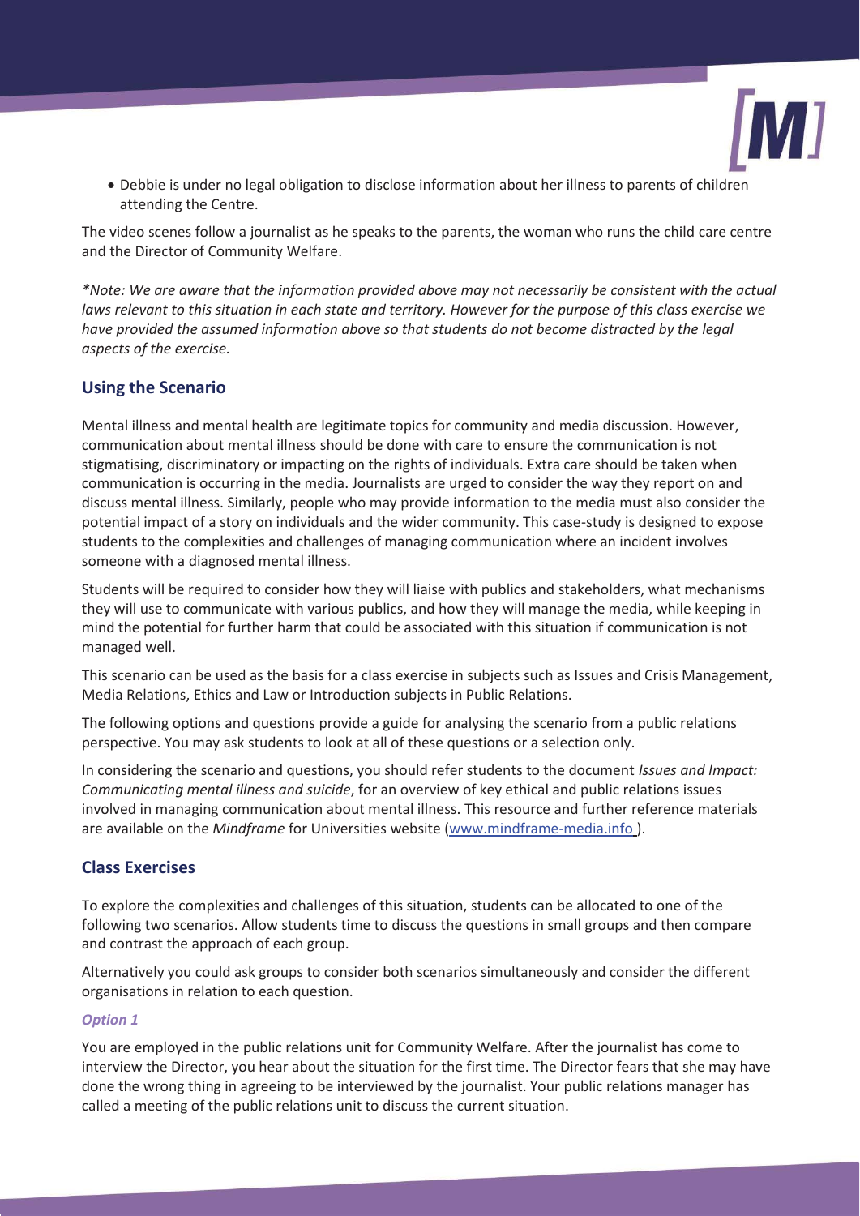- Debbie is under no legal obligation to disclose information about her illness to parents of children attending the Centre.

The video scenes follow a journalist as he speaks to the parents, the woman who runs the child care centre and the Director of Community Welfare.

*\*Note: We are aware that the information provided above may not necessarily be consistent with the actual laws relevant to this situation in each state and territory. However for the purpose of this class exercise we have provided the assumed information above so that students do not become distracted by the legal aspects of the exercise.*

## Using the Scenario

Mental illness and mental health are legitimate topics for community and media discussion. However, communication about mental illness should be done with care to ensure the communication is not stigmatising, discriminatory or impacting on the rights of individuals. Extra care should be taken when communication is occurring in the media. Journalists are urged to consider the way they report on and discuss mental illness. Similarly, people who may provide information to the media must also consider the potential impact of a story on individuals and the wider community. This case-study is designed to expose students to the complexities and challenges of managing communication where an incident involves someone with a diagnosed mental illness.

Students will be required to consider how they will liaise with publics and stakeholders, what mechanisms they will use to communicate with various publics, and how they will manage the media, while keeping in mind the potential for further harm that could be associated with this situation if communication is not managed well.

This scenario can be used as the basis for a class exercise in subjects such as Issues and Crisis Management, Media Relations, Ethics and Law or Introduction subjects in Public Relations.

The following options and questions provide a guide for analysing the scenario from a public relations perspective. You may ask students to look at all of these questions or a selection only.

In considering the scenario and questions, you should refer students to the document *Issues and Impact: Communicating mental illness and suicide*, for an overview of key ethical and public relations issues involved in managing communication about mental illness. This resource and further reference materials are available on the *Mindframe* for Universities website (www.mindframe-media.info).

## Class Exercises

To explore the complexities and challenges of this situation, students can be allocated to one of the following two scenarios. Allow students time to discuss the questions in small groups and then compare and contrast the approach of each group.

Alternatively you could ask groups to consider both scenarios simultaneously and consider the different organisations in relation to each question.

### *Option 1*

You are employed in the public relations unit for Community Welfare. After the journalist has come to interview the Director, you hear about the situation for the first time. The Director fears that she may have done the wrong thing in agreeing to be interviewed by the journalist. Your public relations manager has called a meeting of the public relations unit to discuss the current situation.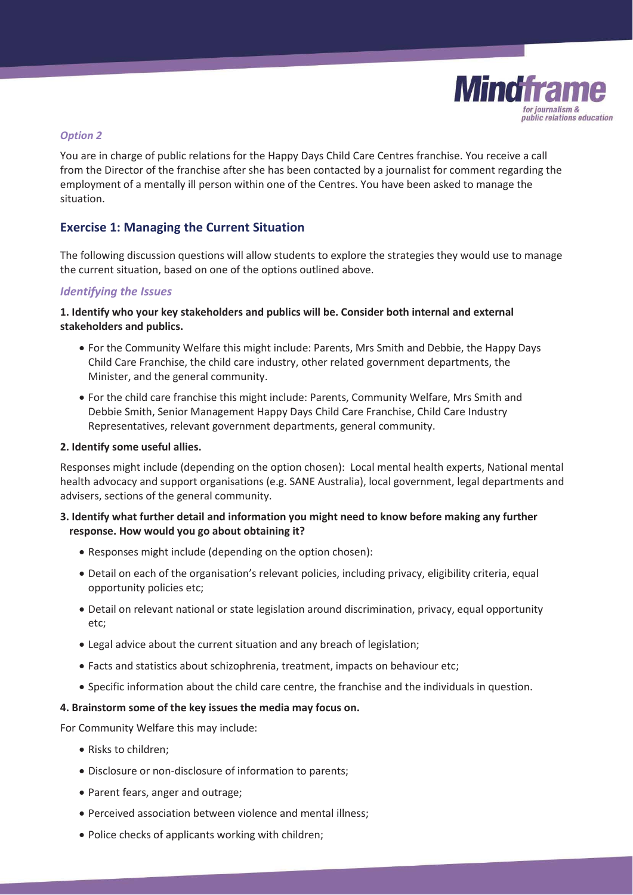*Option 2*

You are in charge of public relations for the Happy Days Child Care Centres franchise. You receive a call from the Director of the franchise after she has been contacted by a journalist for comment regarding the employment of a mentally ill person within one of the Centres. You have been asked to manage the situation.

## Exercise 1: Managing the Current Situation

The following discussion questions will allow students to explore the strategies they would use to manage the current situation, based on one of the options outlined above.

### *Identifying the Issues*

**1. Identify who your key stakeholders and publics will be. Consider both internal and external stakeholders and publics.**

- For the Community Welfare this might include: Parents, Mrs Smith and Debbie, the Happy Days Child Care Franchise, the child care industry, other related government departments, the Minister, and the general community.
- For the child care franchise this might include: Parents, Community Welfare, Mrs Smith and Debbie Smith, Senior Management Happy Days Child Care Franchise, Child Care Industry Representatives, relevant government departments, general community.

**2. Identify some useful allies.**

Responses might include (depending on the option chosen): Local mental health experts, National mental health advocacy and support organisations (e.g. SANE Australia), local government, legal departments and advisers, sections of the general community.

**3. Identify what further detail and information you might need to know before making any further response. How would you go about obtaining it?**

- Responses might include (depending on the option chosen):
- Detail on each of the organisation's relevant policies, including privacy, eligibility criteria, equal opportunity policies etc;
- Detail on relevant national or state legislation around discrimination, privacy, equal opportunity etc;
- Legal advice about the current situation and any breach of legislation;
- Facts and statistics about schizophrenia, treatment, impacts on behaviour etc;
- Specific information about the child care centre, the franchise and the individuals in question.

**4. Brainstorm some of the key issues the media may focus on.**

For Community Welfare this may include:

- Risks to children;
- Disclosure or non-disclosure of information to parents;
- Parent fears, anger and outrage;
- Perceived association between violence and mental illness;
- Police checks of applicants working with children;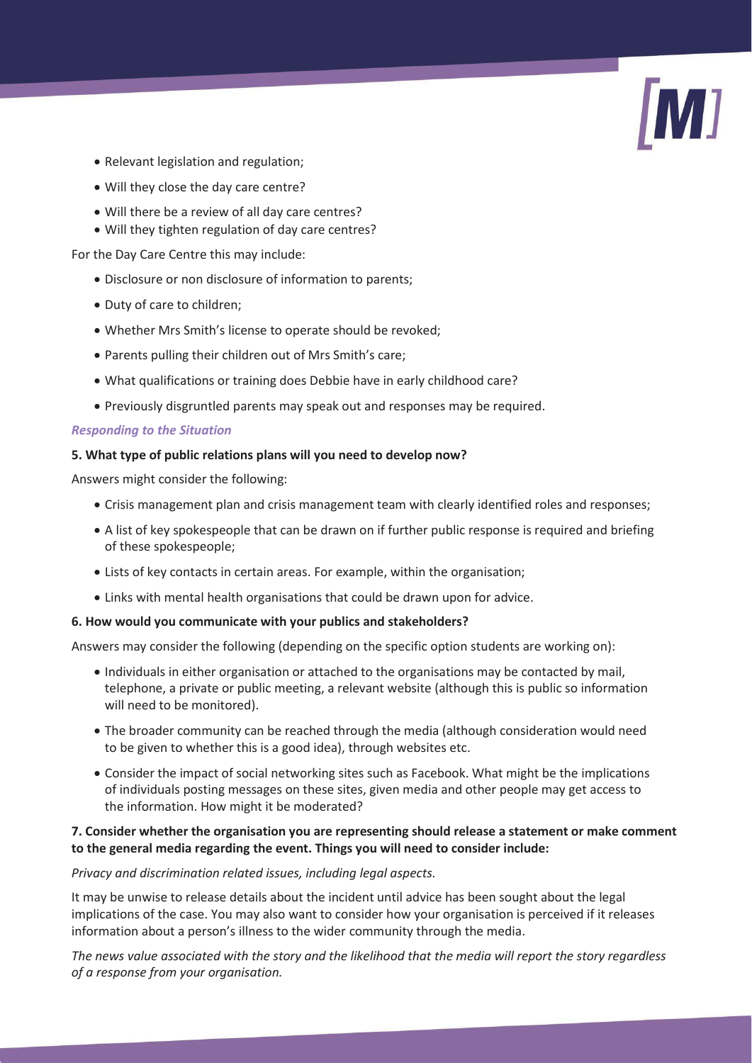- Relevant legislation and regulation;
- Will they close the day care centre?
- Will there be a review of all day care centres?
- Will they tighten regulation of day care centres?

For the Day Care Centre this may include:

- Disclosure or non disclosure of information to parents;
- Duty of care to children;
- Whether Mrs Smith's license to operate should be revoked;
- Parents pulling their children out of Mrs Smith's care;
- What qualifications or training does Debbie have in early childhood care?
- Previously disgruntled parents may speak out and responses may be required.

### *Responding to the Situation*

**5. What type of public relations plans will you need to develop now?**

Answers might consider the following:

- Crisis management plan and crisis management team with clearly identified roles and responses;
- A list of key spokespeople that can be drawn on if further public response is required and briefing of these spokespeople;
- Lists of key contacts in certain areas. For example, within the organisation;
- Links with mental health organisations that could be drawn upon for advice.

**6. How would you communicate with your publics and stakeholders?**

Answers may consider the following (depending on the specific option students are working on):

- Individuals in either organisation or attached to the organisations may be contacted by mail, telephone, a private or public meeting, a relevant website (although this is public so information will need to be monitored).
- The broader community can be reached through the media (although consideration would need to be given to whether this is a good idea), through websites etc.
- Consider the impact of social networking sites such as Facebook. What might be the implications of individuals posting messages on these sites, given media and other people may get access to the information. How might it be moderated?

**7. Consider whether the organisation you are representing should release a statement or make comment to the general media regarding the event. Things you will need to consider include:**

*Privacy and discrimination related issues, including legal aspects.*

It may be unwise to release details about the incident until advice has been sought about the legal implications of the case. You may also want to consider how your organisation is perceived if it releases information about a person's illness to the wider community through the media.

*The news value associated with the story and the likelihood that the media will report the story regardless of a response from your organisation.*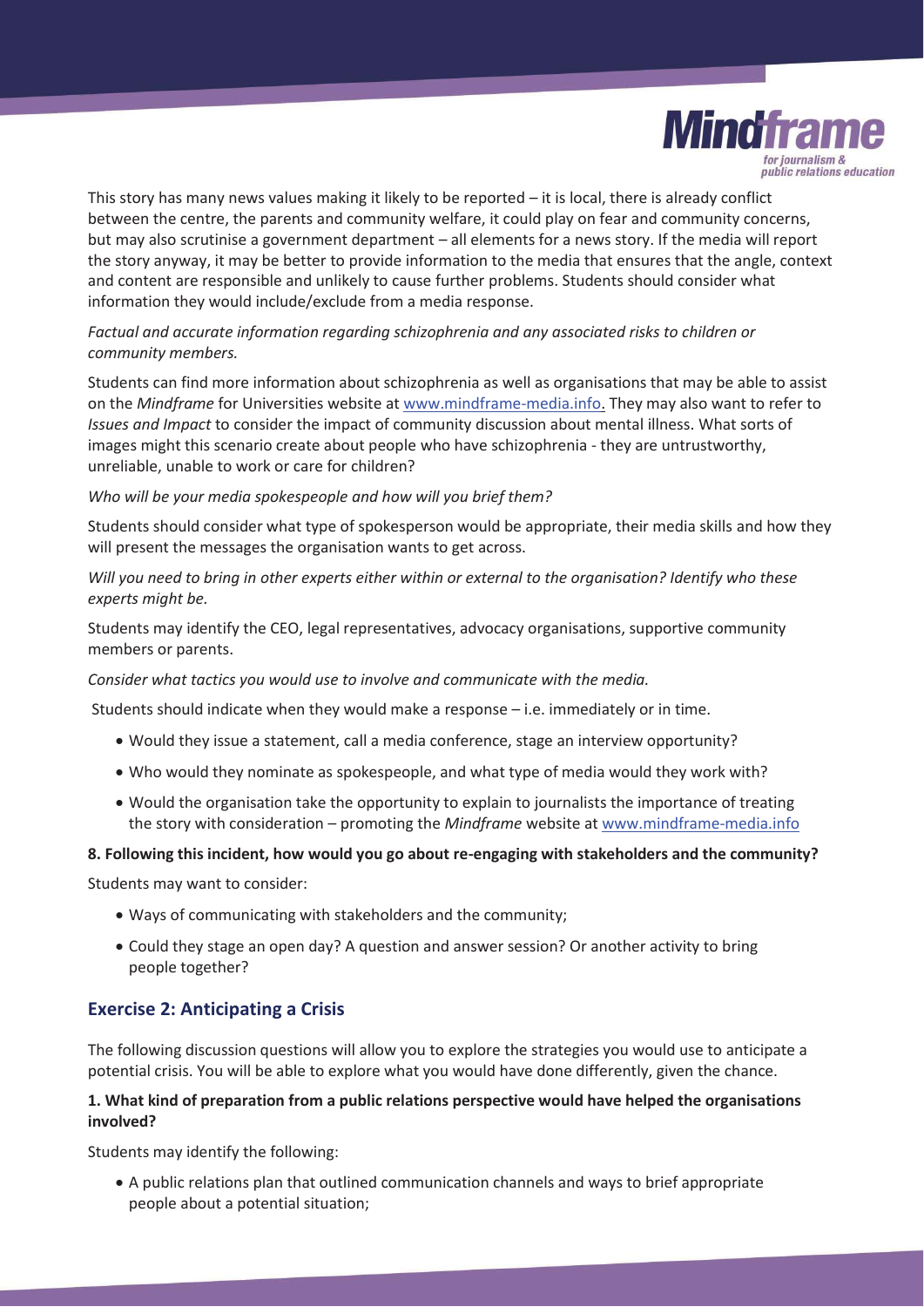This story has many news values making it likely to be reported – it is local, there is already conflict between the centre, the parents and community welfare, it could play on fear and community concerns, but may also scrutinise a government department – all elements for a news story. If the media will report the story anyway, it may be better to provide information to the media that ensures that the angle, context and content are responsible and unlikely to cause further problems. Students should consider what information they would include/exclude from a media response.

*Factual and accurate information regarding schizophrenia and any associated risks to children or community members.*

Students can find more information about schizophrenia as well as organisations that may be able to assist on the *Mindframe* for Universities website at www.mindframe-media.info. They may also want to refer to *Issues and Impact* to consider the impact of community discussion about mental illness. What sorts of images might this scenario create about people who have schizophrenia - they are untrustworthy, unreliable, unable to work or care for children?

*Who will be your media spokespeople and how will you brief them?*

Students should consider what type of spokesperson would be appropriate, their media skills and how they will present the messages the organisation wants to get across.

*Will you need to bring in other experts either within or external to the organisation? Identify who these experts might be.*

Students may identify the CEO, legal representatives, advocacy organisations, supportive community members or parents.

*Consider what tactics you would use to involve and communicate with the media.*

Students should indicate when they would make a response – i.e. immediately or in time.

- Would they issue a statement, call a media conference, stage an interview opportunity?
- Who would they nominate as spokespeople, and what type of media would they work with?
- Would the organisation take the opportunity to explain to journalists the importance of treating the story with consideration – promoting the *Mindframe* website at www.mindframe-media.info

**8. Following this incident, how would you go about re-engaging with stakeholders and the community?**

Students may want to consider:

- Ways of communicating with stakeholders and the community;
- Could they stage an open day? A question and answer session? Or another activity to bring people together?

## Exercise 2: Anticipating a Crisis

The following discussion questions will allow you to explore the strategies you would use to anticipate a potential crisis. You will be able to explore what you would have done differently, given the chance.

**1. What kind of preparation from a public relations perspective would have helped the organisations involved?**

Students may identify the following:

- A public relations plan that outlined communication channels and ways to brief appropriate people about a potential situation;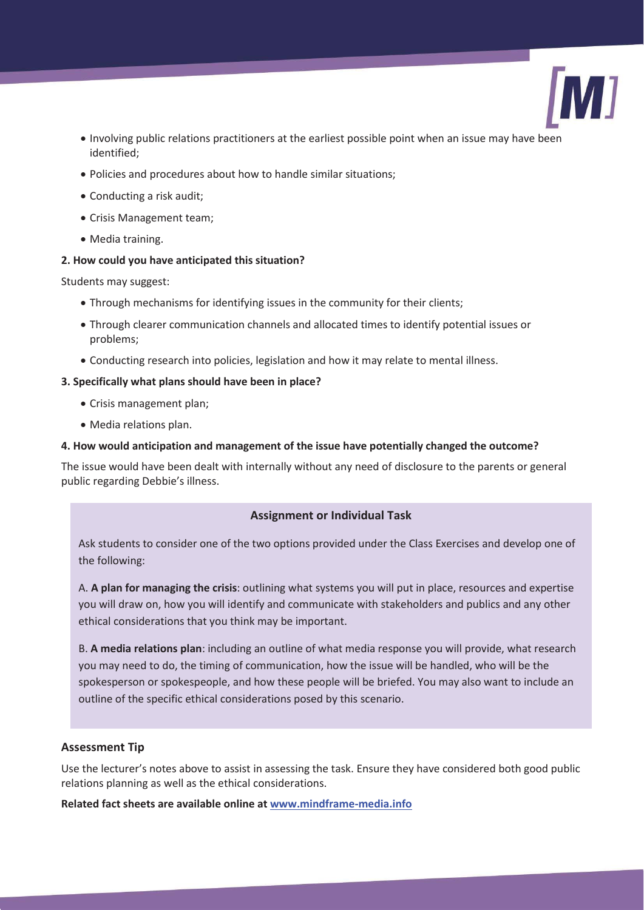- Involving public relations practitioners at the earliest possible point when an issue may have been identified;
- Policies and procedures about how to handle similar situations;
- Conducting a risk audit;
- Crisis Management team;
- Media training.

**2. How could you have anticipated this situation?**

Students may suggest:

- Through mechanisms for identifying issues in the community for their clients;
- Through clearer communication channels and allocated times to identify potential issues or problems;
- Conducting research into policies, legislation and how it may relate to mental illness.

**3. Specifically what plans should have been in place?**

- Crisis management plan;
- Media relations plan.

**4. How would anticipation and management of the issue have potentially changed the outcome?**

The issue would have been dealt with internally without any need of disclosure to the parents or general public regarding Debbie's illness.

**Assignment or Individual Task**

Ask students to consider one of the two options provided under the Class Exercises and develop one of the following:

A. **A plan for managing the crisis**: outlining what systems you will put in place, resources and expertise you will draw on, how you will identify and communicate with stakeholders and publics and any other ethical considerations that you think may be important.

B. **A media relations plan**: including an outline of what media response you will provide, what research you may need to do, the timing of communication, how the issue will be handled, who will be the spokesperson or spokespeople, and how these people will be briefed. You may also want to include an outline of the specific ethical considerations posed by this scenario.

### Assessment Tip

Use the lecturer's notes above to assist in assessing the task. Ensure they have considered both good public relations planning as well as the ethical considerations.

**Related fact sheets are available online at [www.mindframe-media.info](www.mindframe-media.info)**